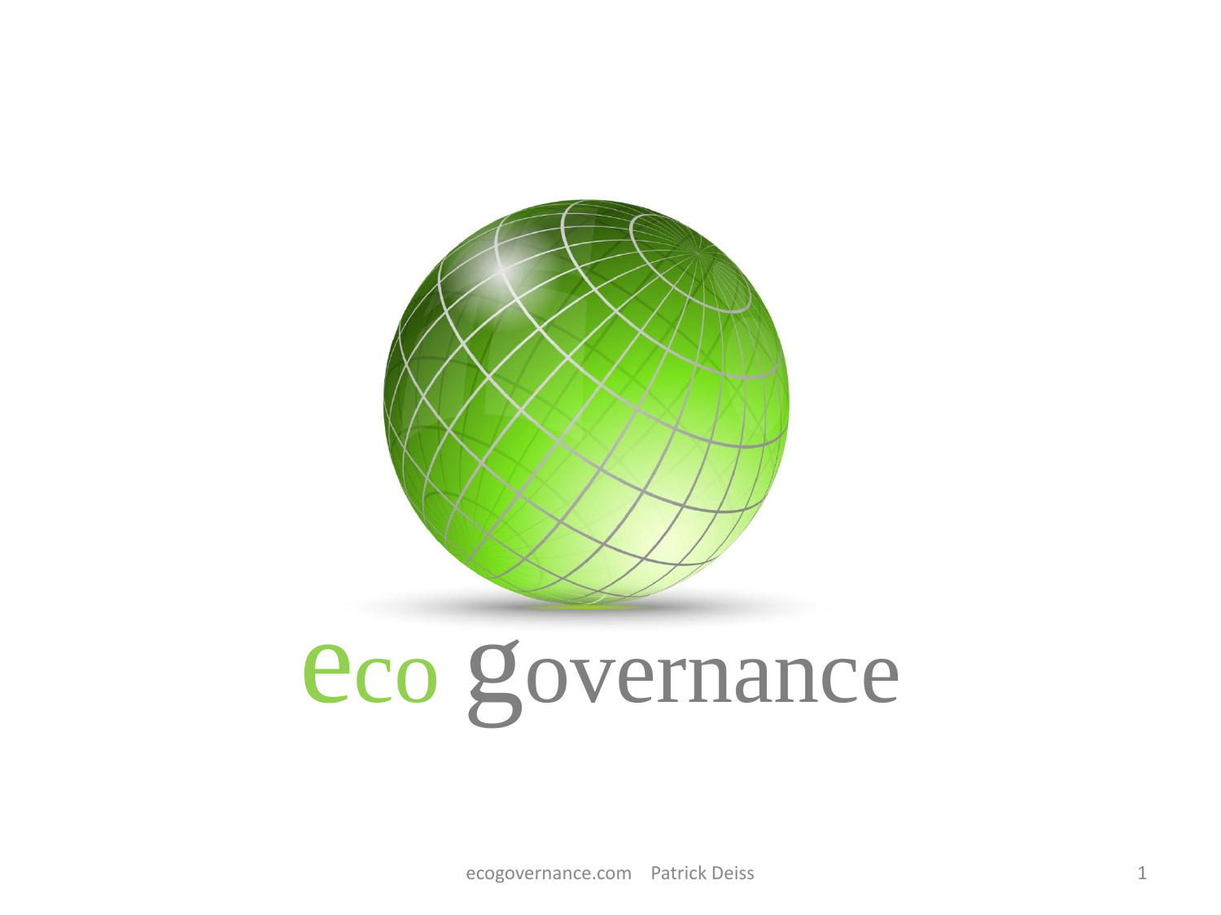# eco governance

ecogovernance.com Patrick Deiss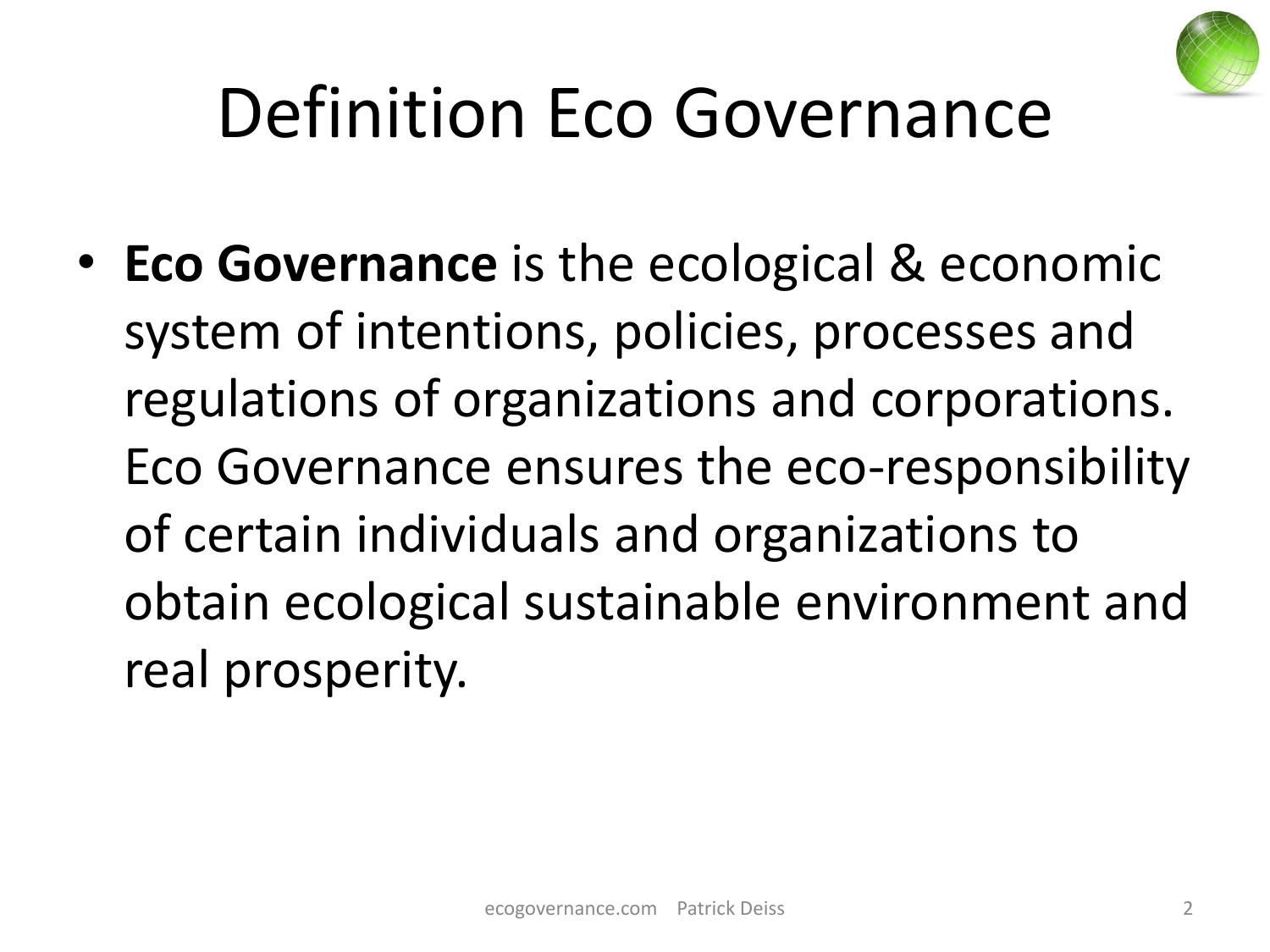# Definition Eco Governance

- **Eco Governance** is the ecological & economic system of intentions, policies, processes and regulations of organizations and corporations. Eco Governance ensures the eco-responsibility of certain individuals and organizations to obtain ecological sustainable environment and real prosperity.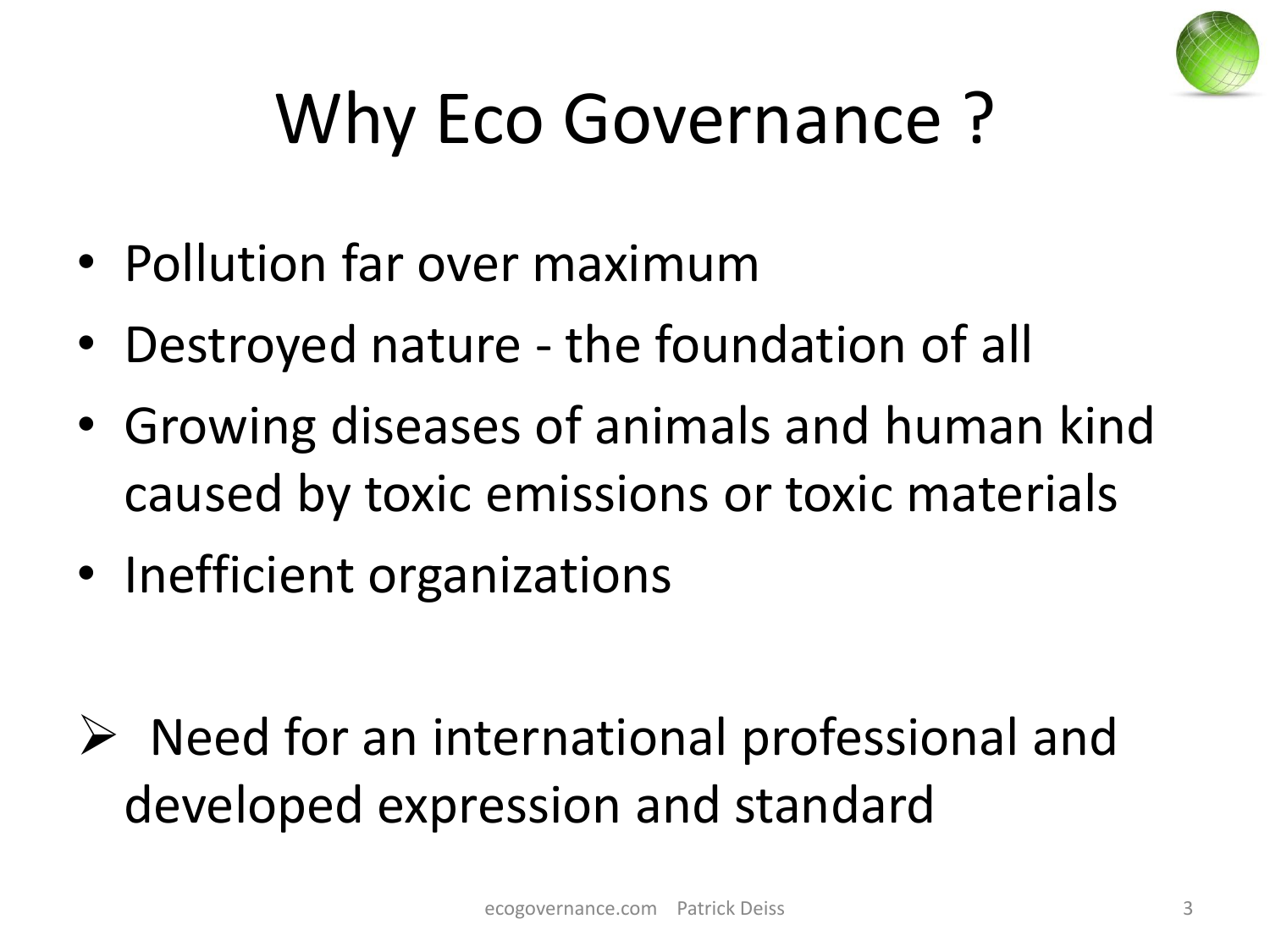# Why Eco Governance ?

- Pollution far over maximum
- Destroyed nature - the foundation of all
- Growing diseases of animals and human kind caused by toxic emissions or toxic materials
- Inefficient organizations

➢ Need for an international professional and developed expression and standard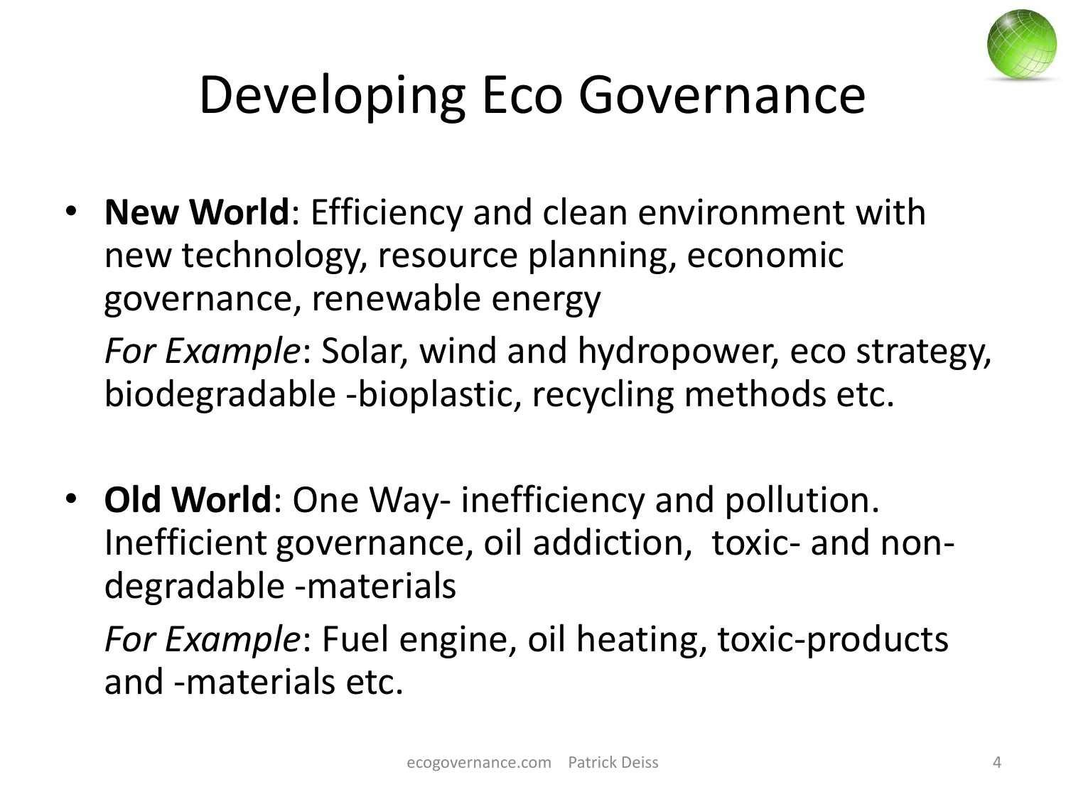# Developing Eco Governance

- **New World**: Efficiency and clean environment with new technology, resource planning, economic governance, renewable energy

  *For Example*: Solar, wind and hydropower, eco strategy, biodegradable -bioplastic, recycling methods etc.

- **Old World**: One Way- inefficiency and pollution. Inefficient governance, oil addiction, toxic- and non-degradable -materials

  *For Example*: Fuel engine, oil heating, toxic-products and -materials etc.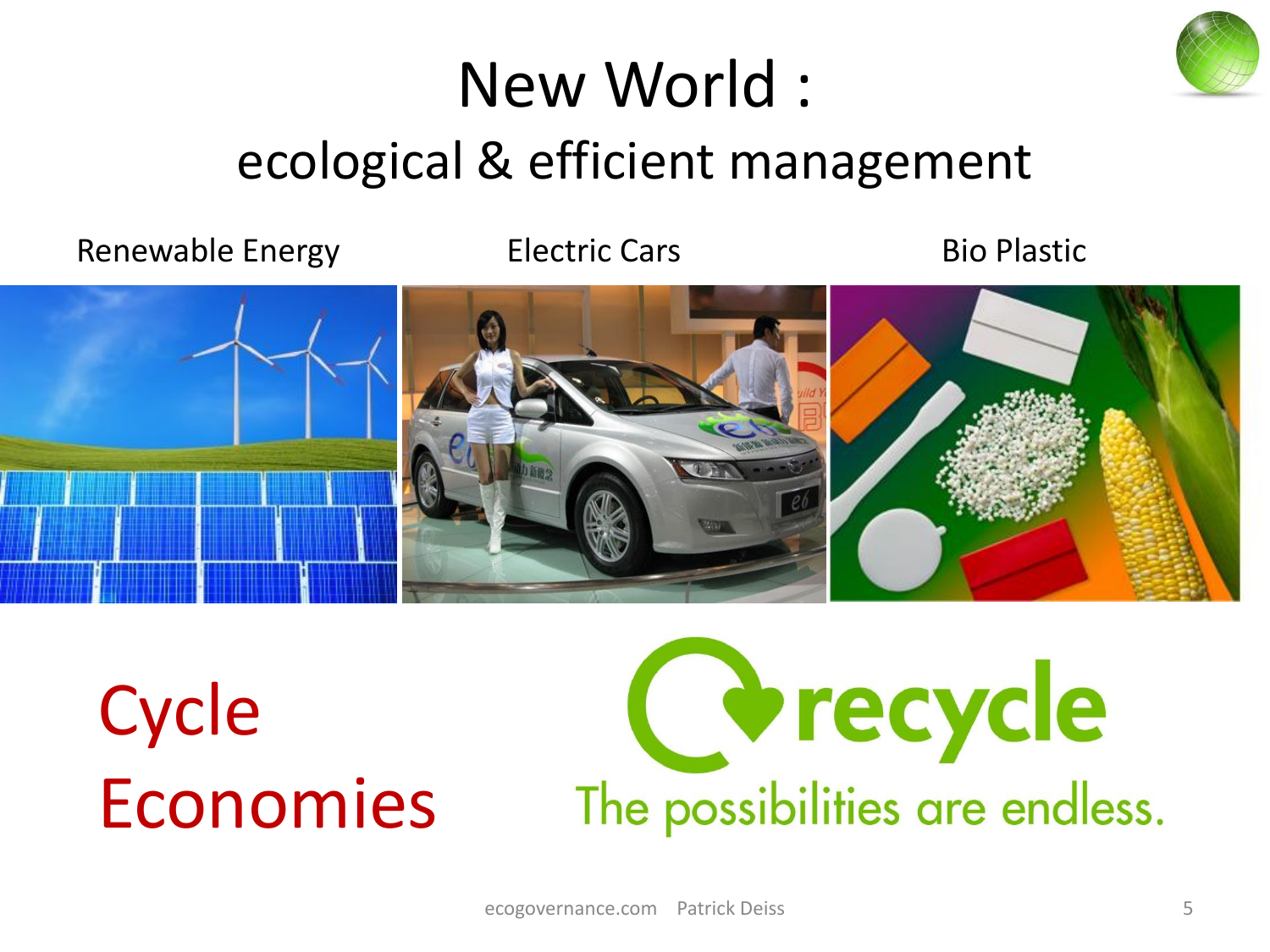# New World :

## ecological & efficient management

Renewable Energy

Electric Cars

Bio Plastic

Cycle Economies

recycle

The possibilities are endless.

ecogovernance.com Patrick Deiss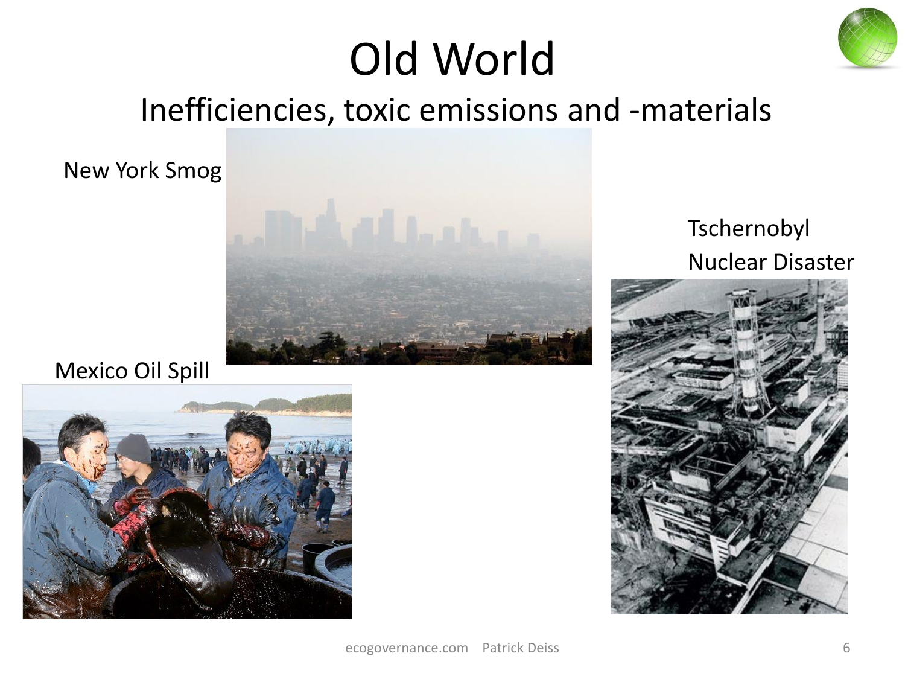# Old World

## Inefficiencies, toxic emissions and -materials

New York Smog

Tschernobyl Nuclear Disaster

Mexico Oil Spill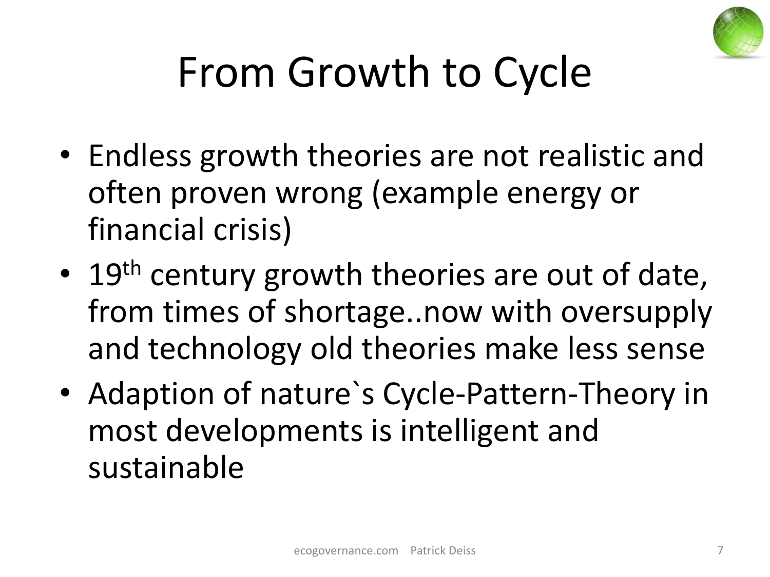# From Growth to Cycle

- Endless growth theories are not realistic and often proven wrong (example energy or financial crisis)
- 19th century growth theories are out of date, from times of shortage..now with oversupply and technology old theories make less sense
- Adaption of nature`s Cycle-Pattern-Theory in most developments is intelligent and sustainable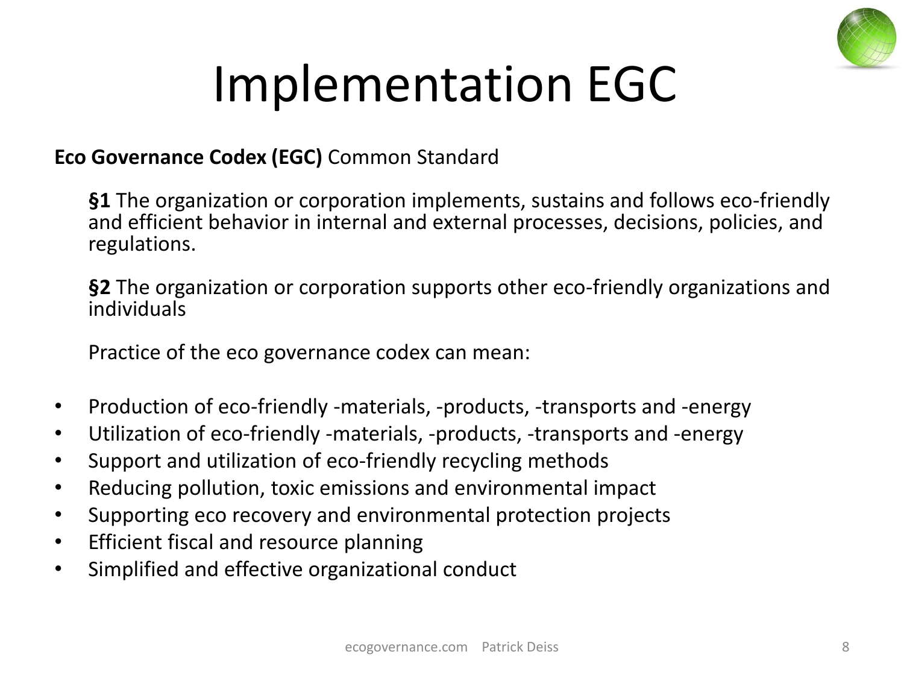# Implementation EGC

**Eco Governance Codex (EGC)** Common Standard

**§1** The organization or corporation implements, sustains and follows eco-friendly and efficient behavior in internal and external processes, decisions, policies, and regulations.

**§2** The organization or corporation supports other eco-friendly organizations and individuals

Practice of the eco governance codex can mean:

- Production of eco-friendly -materials, -products, -transports and -energy
- Utilization of eco-friendly -materials, -products, -transports and -energy
- Support and utilization of eco-friendly recycling methods
- Reducing pollution, toxic emissions and environmental impact
- Supporting eco recovery and environmental protection projects
- Efficient fiscal and resource planning
- Simplified and effective organizational conduct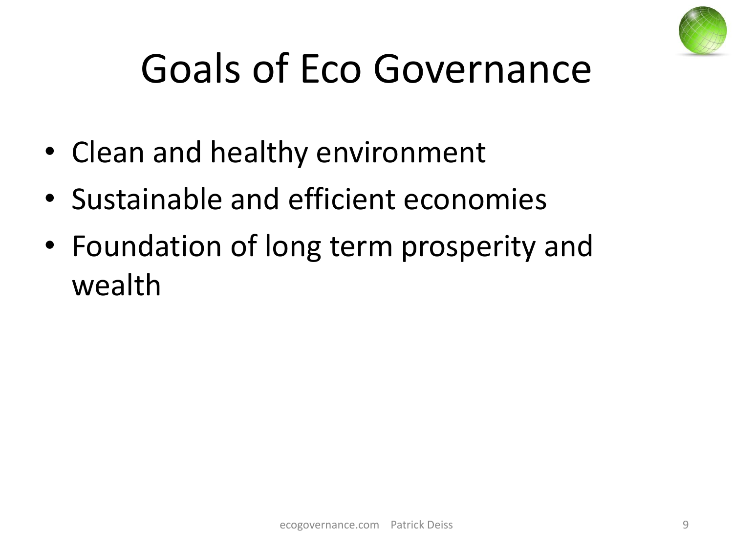# Goals of Eco Governance

- Clean and healthy environment
- Sustainable and efficient economies
- Foundation of long term prosperity and wealth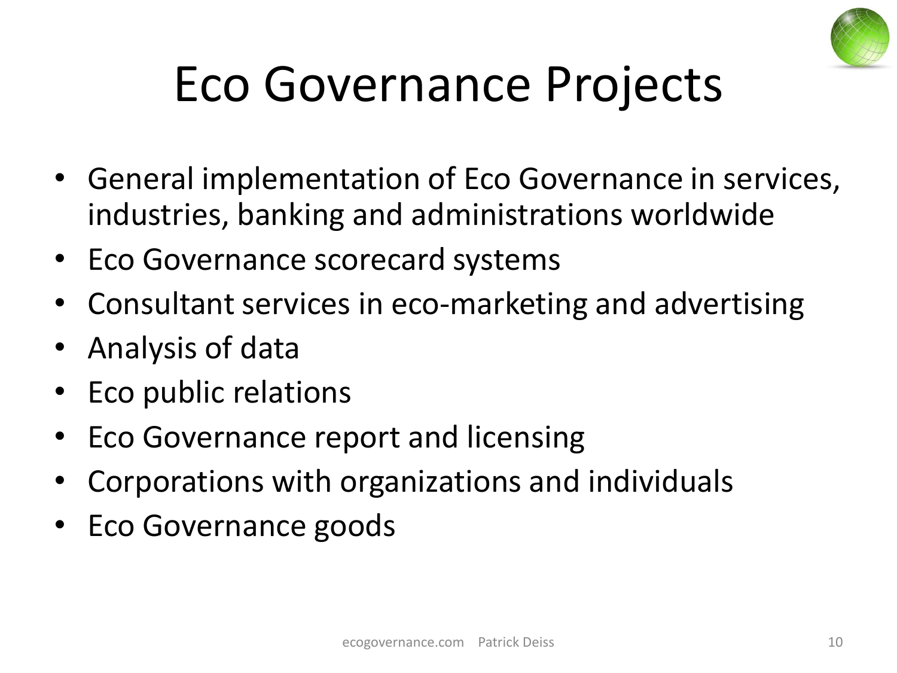# Eco Governance Projects

- General implementation of Eco Governance in services, industries, banking and administrations worldwide
- Eco Governance scorecard systems
- Consultant services in eco-marketing and advertising
- Analysis of data
- Eco public relations
- Eco Governance report and licensing
- Corporations with organizations and individuals
- Eco Governance goods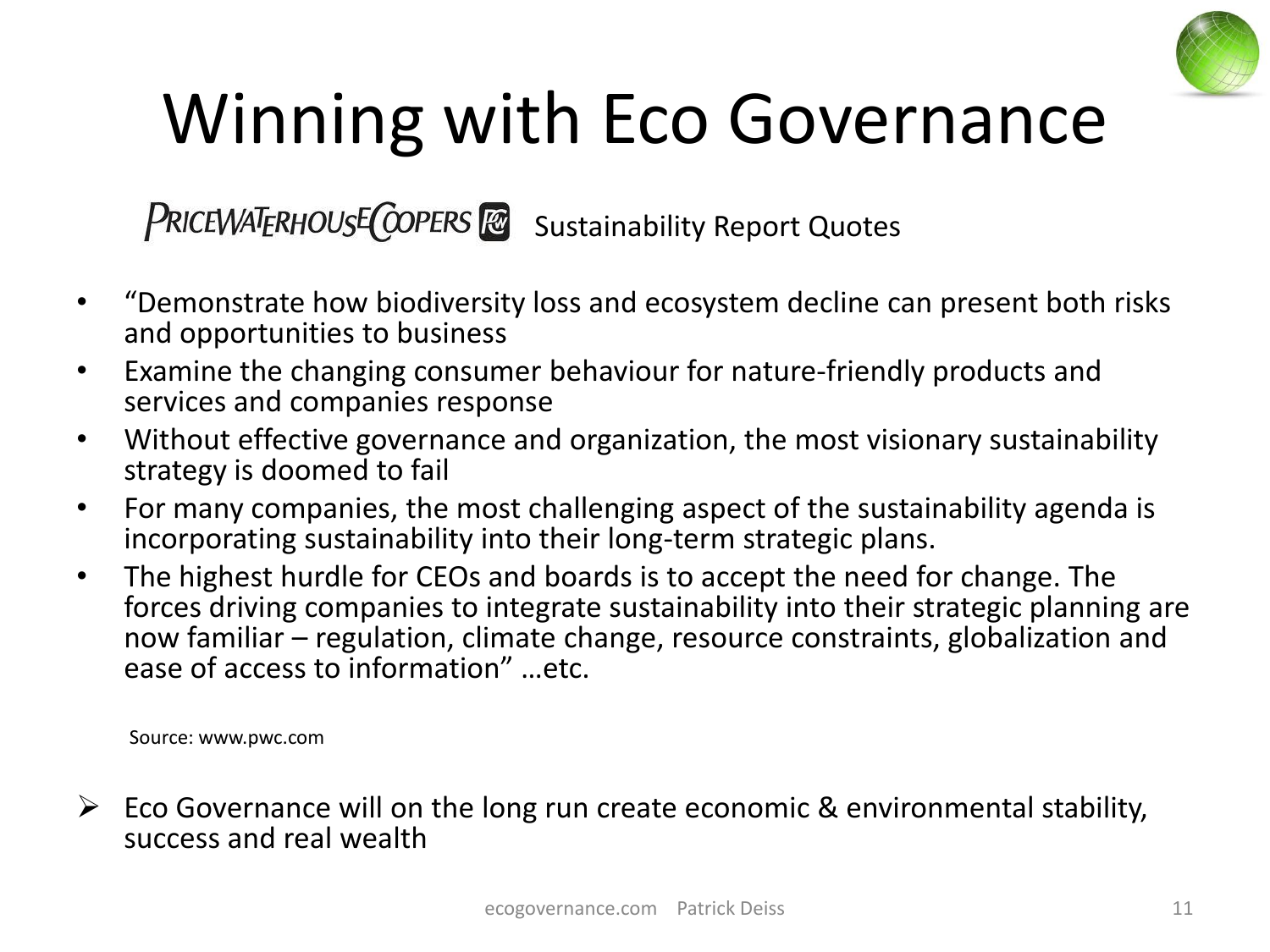# Winning with Eco Governance

PRICEWATERHOUSECOOPERS Sustainability Report Quotes

- "Demonstrate how biodiversity loss and ecosystem decline can present both risks and opportunities to business
- Examine the changing consumer behaviour for nature-friendly products and services and companies response
- Without effective governance and organization, the most visionary sustainability strategy is doomed to fail
- For many companies, the most challenging aspect of the sustainability agenda is incorporating sustainability into their long-term strategic plans.
- The highest hurdle for CEOs and boards is to accept the need for change. The forces driving companies to integrate sustainability into their strategic planning are now familiar – regulation, climate change, resource constraints, globalization and ease of access to information" …etc.

Source: www.pwc.com

- Eco Governance will on the long run create economic & environmental stability, success and real wealth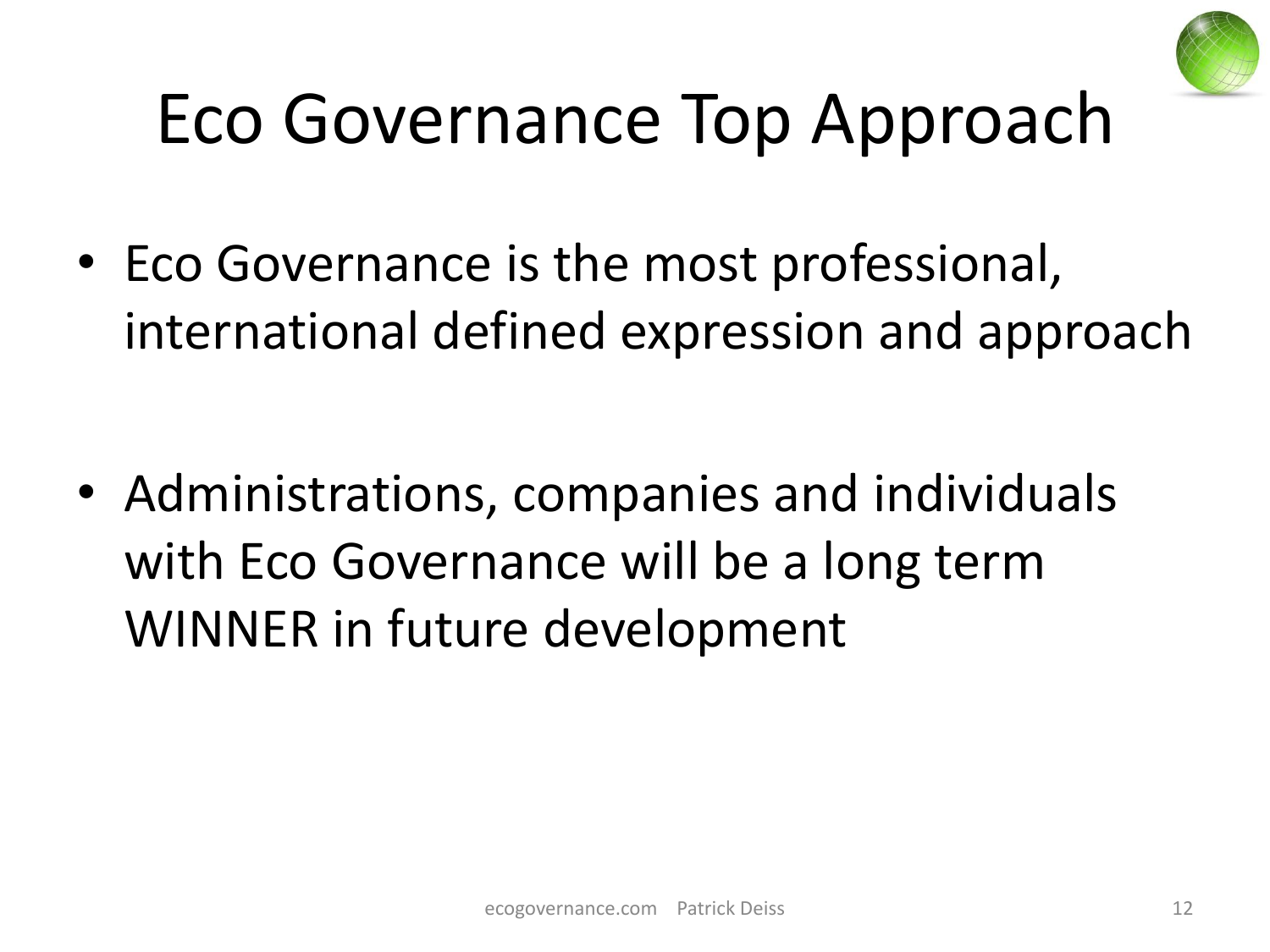# Eco Governance Top Approach

- Eco Governance is the most professional, international defined expression and approach

- Administrations, companies and individuals with Eco Governance will be a long term WINNER in future development